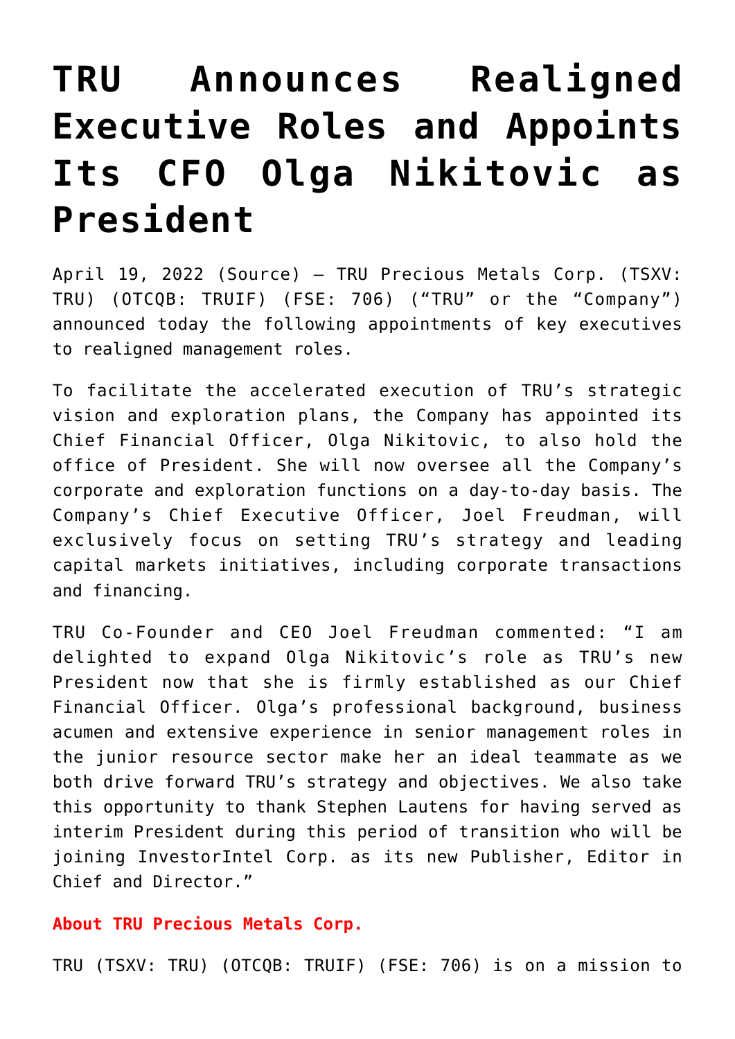# TRU Announces Realigned Executive Roles and Appoints Its CFO Olga Nikitovic as President

April 19, 2022 (Source) — TRU Precious Metals Corp. (TSXV: TRU) (OTCQB: TRUIF) (FSE: 706) ("TRU" or the "Company") announced today the following appointments of key executives to realigned management roles.

To facilitate the accelerated execution of TRU's strategic vision and exploration plans, the Company has appointed its Chief Financial Officer, Olga Nikitovic, to also hold the office of President. She will now oversee all the Company's corporate and exploration functions on a day-to-day basis. The Company's Chief Executive Officer, Joel Freudman, will exclusively focus on setting TRU's strategy and leading capital markets initiatives, including corporate transactions and financing.

TRU Co-Founder and CEO Joel Freudman commented: "I am delighted to expand Olga Nikitovic's role as TRU's new President now that she is firmly established as our Chief Financial Officer. Olga's professional background, business acumen and extensive experience in senior management roles in the junior resource sector make her an ideal teammate as we both drive forward TRU's strategy and objectives. We also take this opportunity to thank Stephen Lautens for having served as interim President during this period of transition who will be joining InvestorIntel Corp. as its new Publisher, Editor in Chief and Director."

**About TRU Precious Metals Corp.**

TRU (TSXV: TRU) (OTCQB: TRUIF) (FSE: 706) is on a mission to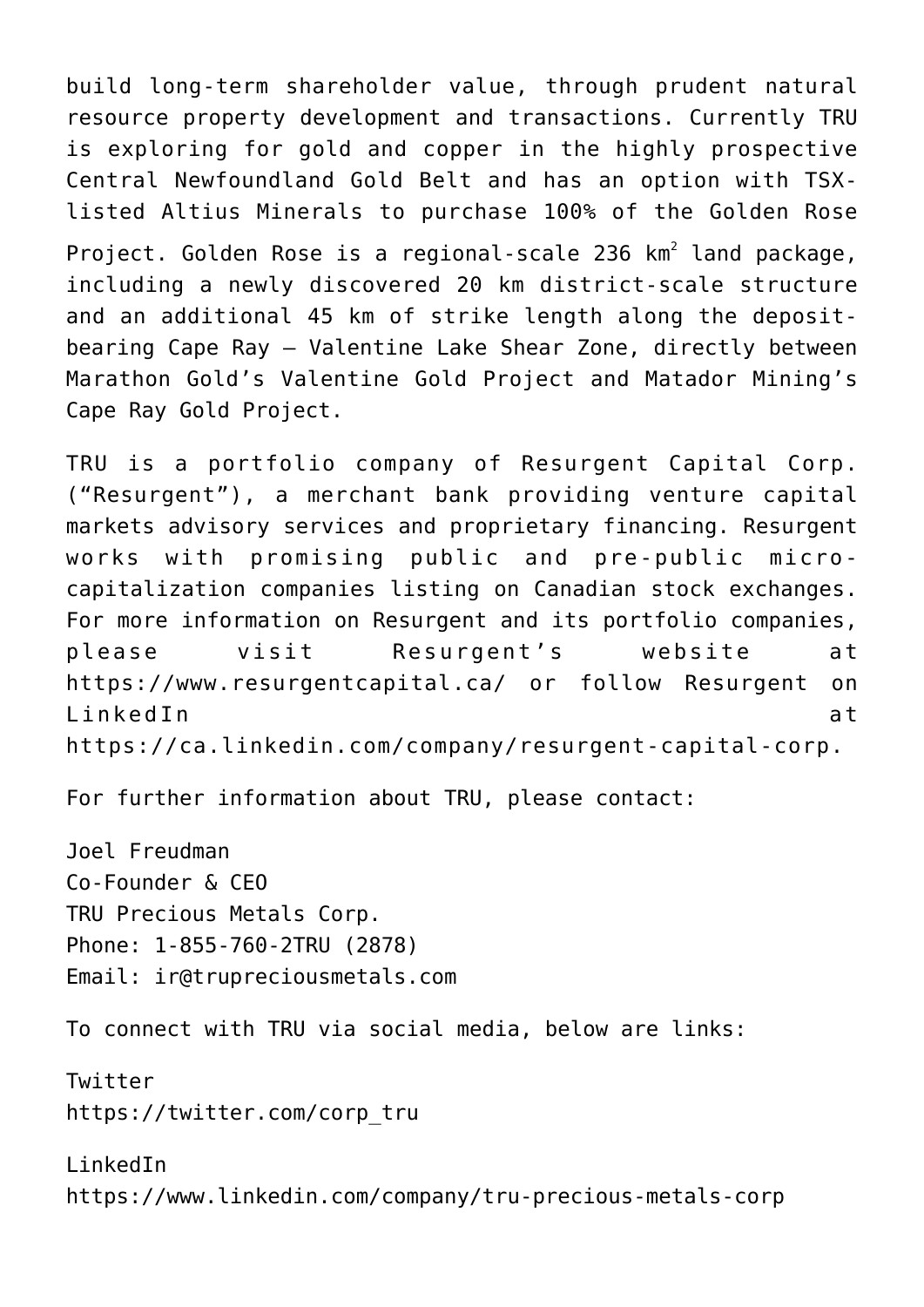build long-term shareholder value, through prudent natural resource property development and transactions. Currently TRU is exploring for gold and copper in the highly prospective Central Newfoundland Gold Belt and has an option with TSX-listed Altius Minerals to purchase 100% of the Golden Rose Project. Golden Rose is a regional-scale 236 $km^2$ land package, including a newly discovered 20 km district-scale structure and an additional 45 km of strike length along the deposit-bearing Cape Ray – Valentine Lake Shear Zone, directly between Marathon Gold's Valentine Gold Project and Matador Mining's Cape Ray Gold Project.

TRU is a portfolio company of Resurgent Capital Corp. ("Resurgent"), a merchant bank providing venture capital markets advisory services and proprietary financing. Resurgent works with promising public and pre-public micro-capitalization companies listing on Canadian stock exchanges. For more information on Resurgent and its portfolio companies, please visit Resurgent's website at https://www.resurgentcapital.ca/ or follow Resurgent on LinkedIn at https://ca.linkedin.com/company/resurgent-capital-corp.

For further information about TRU, please contact:

Joel Freudman
Co-Founder & CEO
TRU Precious Metals Corp.
Phone: 1-855-760-2TRU (2878)
Email: ir@trupreciousmetals.com

To connect with TRU via social media, below are links:

Twitter
https://twitter.com/corp_tru

LinkedIn
https://www.linkedin.com/company/tru-precious-metals-corp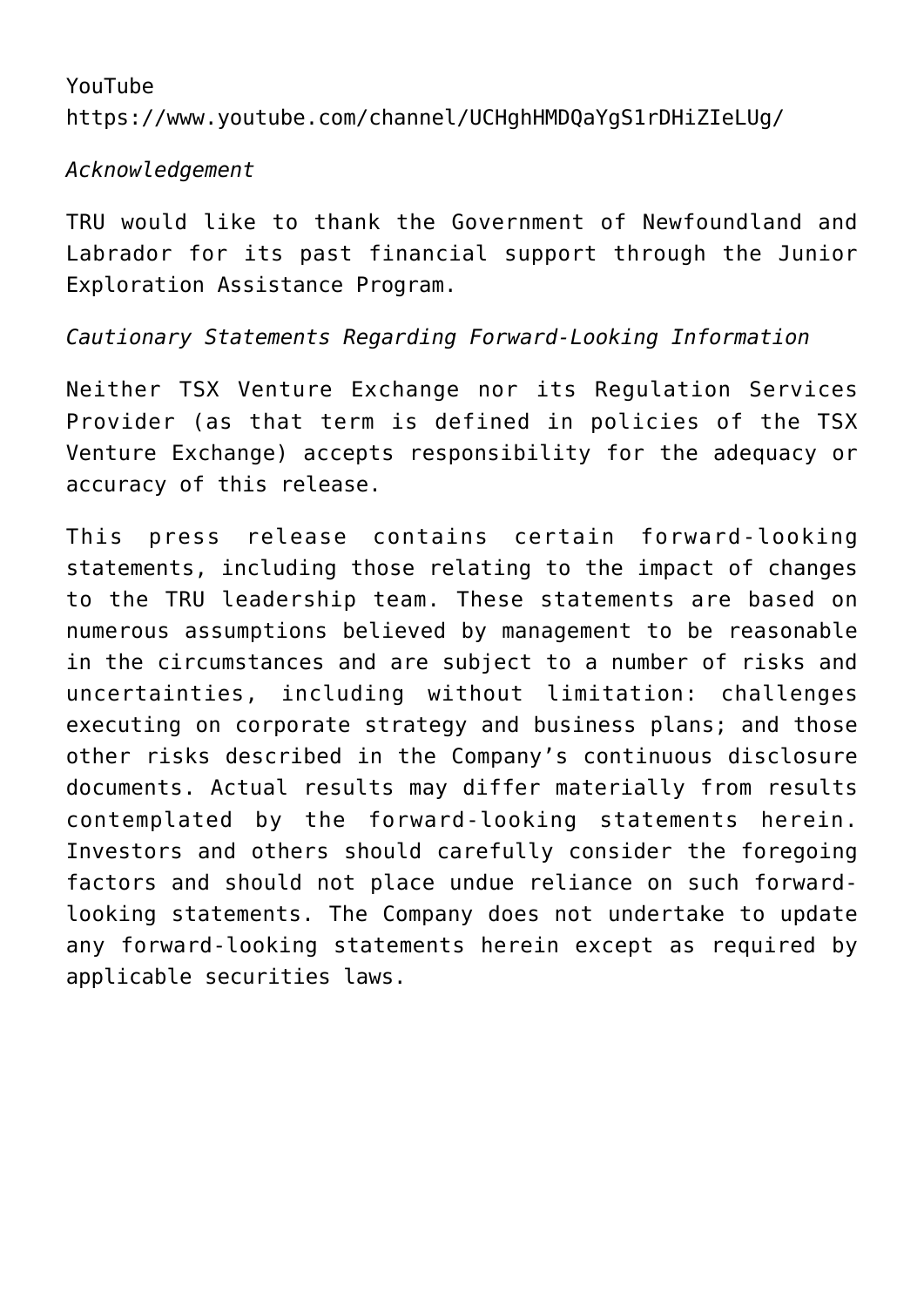YouTube
https://www.youtube.com/channel/UCHghHMDQaYgS1rDHiZIeLUg/

*Acknowledgement*

TRU would like to thank the Government of Newfoundland and Labrador for its past financial support through the Junior Exploration Assistance Program.

*Cautionary Statements Regarding Forward-Looking Information*

Neither TSX Venture Exchange nor its Regulation Services Provider (as that term is defined in policies of the TSX Venture Exchange) accepts responsibility for the adequacy or accuracy of this release.

This press release contains certain forward-looking statements, including those relating to the impact of changes to the TRU leadership team. These statements are based on numerous assumptions believed by management to be reasonable in the circumstances and are subject to a number of risks and uncertainties, including without limitation: challenges executing on corporate strategy and business plans; and those other risks described in the Company's continuous disclosure documents. Actual results may differ materially from results contemplated by the forward-looking statements herein. Investors and others should carefully consider the foregoing factors and should not place undue reliance on such forward-looking statements. The Company does not undertake to update any forward-looking statements herein except as required by applicable securities laws.